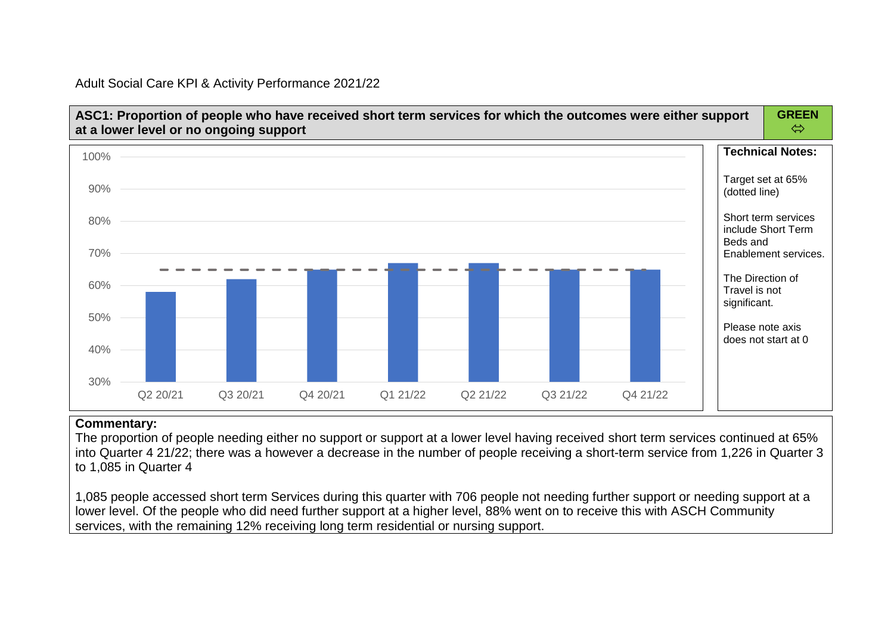Adult Social Care KPI & Activity Performance 2021/22

**ASC1: Proportion of people who have received short term services for which the outcomes were either support at a lower level or no ongoing support**

**GREEN** ⇔

| Quarter | Q2 20/21 | Q3 20/21 | Q4 20/21 | Q1 21/22 | Q2 21/22 | Q3 21/22 | Q4 21/22 |
| --- | --- | --- | --- | --- | --- | --- | --- |
| Proportion (approx.) | 58% | 62% | 65% | 67% | 67% | 65% | 65% |
| Target | 65% | 65% | 65% | 65% | 65% | 65% | 65% |

**Technical Notes:**

Target set at 65% (dotted line)

Short term services include Short Term Beds and Enablement services.

The Direction of Travel is not significant.

Please note axis does not start at 0

**Commentary:**

The proportion of people needing either no support or support at a lower level having received short term services continued at 65% into Quarter 4 21/22; there was a however a decrease in the number of people receiving a short-term service from 1,226 in Quarter 3 to 1,085 in Quarter 4

1,085 people accessed short term Services during this quarter with 706 people not needing further support or needing support at a lower level. Of the people who did need further support at a higher level, 88% went on to receive this with ASCH Community services, with the remaining 12% receiving long term residential or nursing support.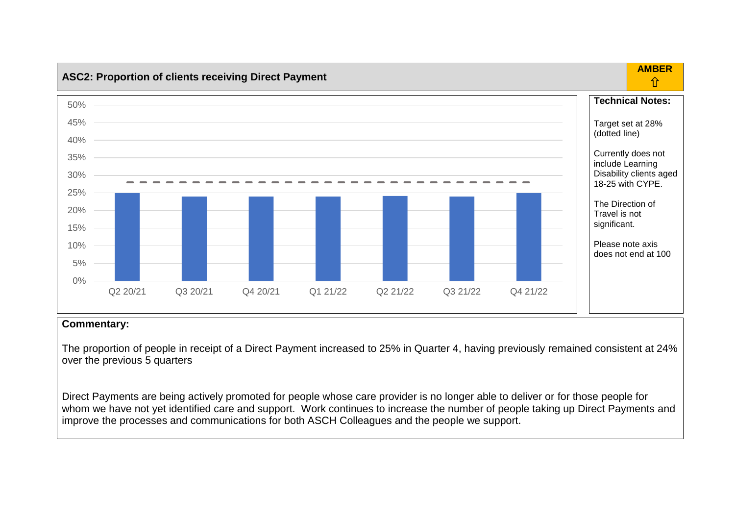## ASC2: Proportion of clients receiving Direct Payment

**AMBER** ⇧

| Quarter | Proportion |
| --- | --- |
| Q2 20/21 | 25% |
| Q3 20/21 | 24% |
| Q4 20/21 | 24% |
| Q1 21/22 | 24% |
| Q2 21/22 | 24% |
| Q3 21/22 | 24% |
| Q4 21/22 | 25% |

**Technical Notes:**

Target set at 28% (dotted line)

Currently does not include Learning Disability clients aged 18-25 with CYPE.

The Direction of Travel is not significant.

Please note axis does not end at 100

**Commentary:**

The proportion of people in receipt of a Direct Payment increased to 25% in Quarter 4, having previously remained consistent at 24% over the previous 5 quarters

Direct Payments are being actively promoted for people whose care provider is no longer able to deliver or for those people for whom we have not yet identified care and support. Work continues to increase the number of people taking up Direct Payments and improve the processes and communications for both ASCH Colleagues and the people we support.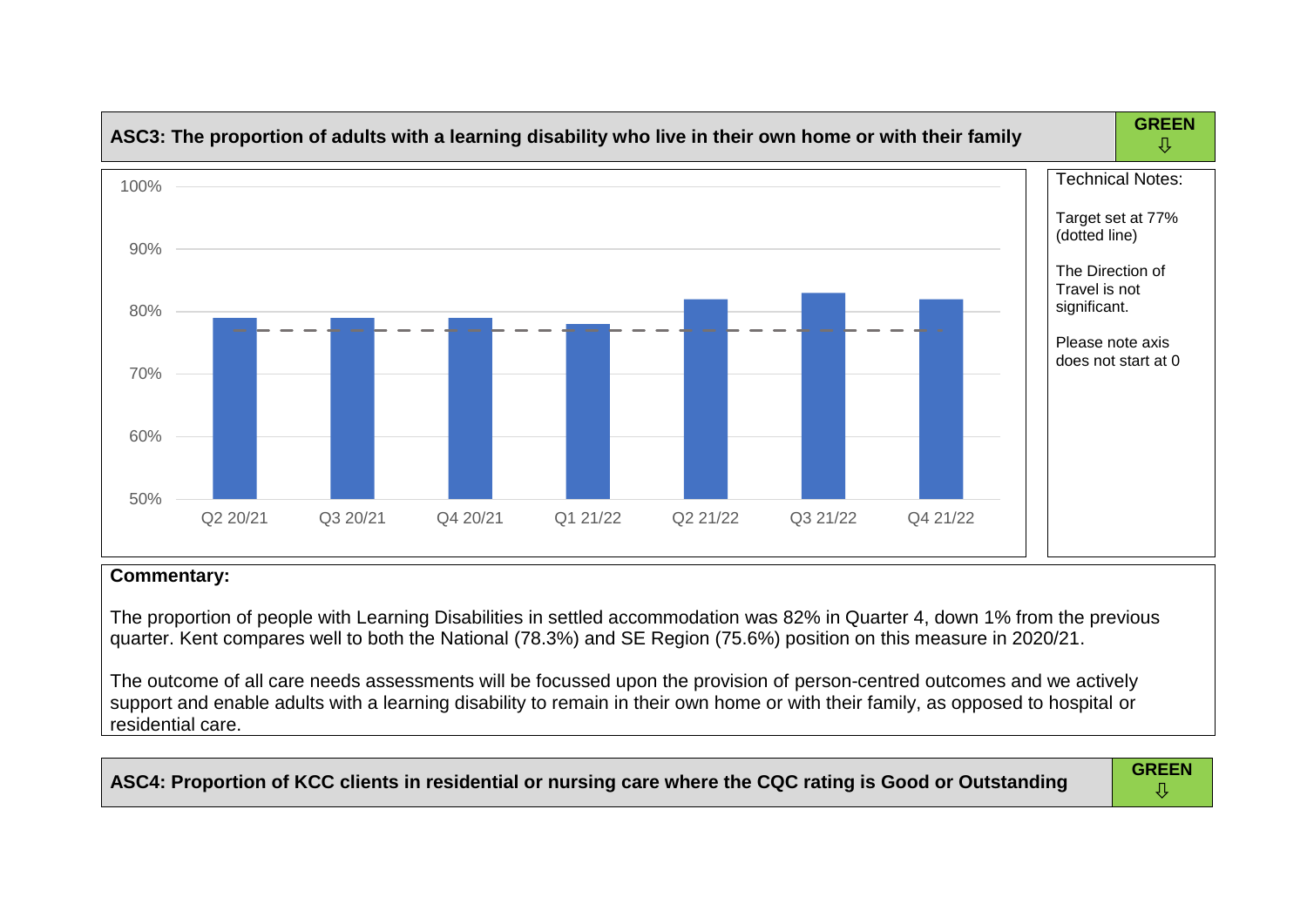## ASC3: The proportion of adults with a learning disability who live in their own home or with their family

**GREEN** ⇩

| Quarter | Value |
|---|---|
| Q2 20/21 | 79% |
| Q3 20/21 | 79% |
| Q4 20/21 | 79% |
| Q1 21/22 | 78% |
| Q2 21/22 | 82% |
| Q3 21/22 | 83% |
| Q4 21/22 | 82% |

Technical Notes:

Target set at 77% (dotted line)

The Direction of Travel is not significant.

Please note axis does not start at 0

**Commentary:**

The proportion of people with Learning Disabilities in settled accommodation was 82% in Quarter 4, down 1% from the previous quarter. Kent compares well to both the National (78.3%) and SE Region (75.6%) position on this measure in 2020/21.

The outcome of all care needs assessments will be focussed upon the provision of person-centred outcomes and we actively support and enable adults with a learning disability to remain in their own home or with their family, as opposed to hospital or residential care.

## ASC4: Proportion of KCC clients in residential or nursing care where the CQC rating is Good or Outstanding

**GREEN** ⇩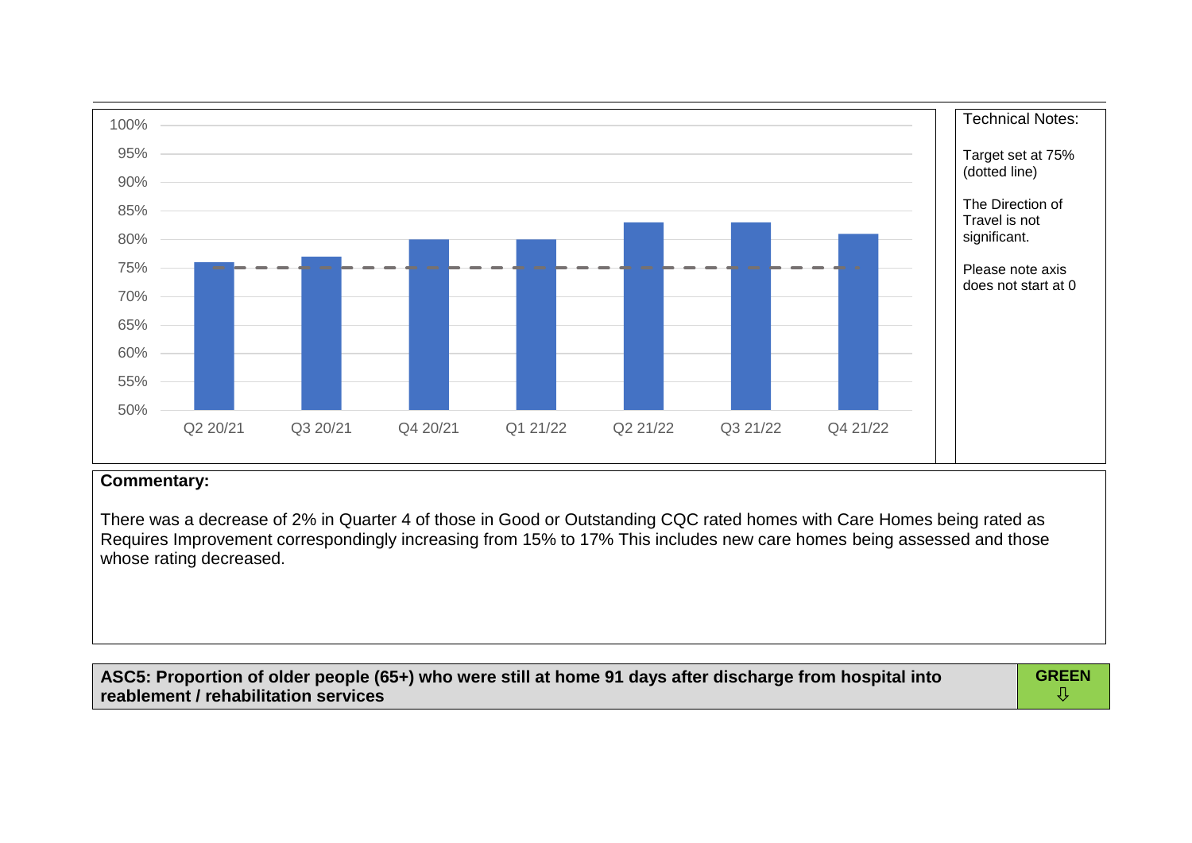| Quarter | Value |
| --- | --- |
| Q2 20/21 | 76% |
| Q3 20/21 | 77% |
| Q4 20/21 | 80% |
| Q1 21/22 | 80% |
| Q2 21/22 | 83% |
| Q3 21/22 | 83% |
| Q4 21/22 | 81% |

Technical Notes:

Target set at 75% (dotted line)

The Direction of Travel is not significant.

Please note axis does not start at 0

**Commentary:**

There was a decrease of 2% in Quarter 4 of those in Good or Outstanding CQC rated homes with Care Homes being rated as Requires Improvement correspondingly increasing from 15% to 17% This includes new care homes being assessed and those whose rating decreased.

| **ASC5: Proportion of older people (65+) who were still at home 91 days after discharge from hospital into reablement / rehabilitation services** | **GREEN** ⇩ |
| --- | --- |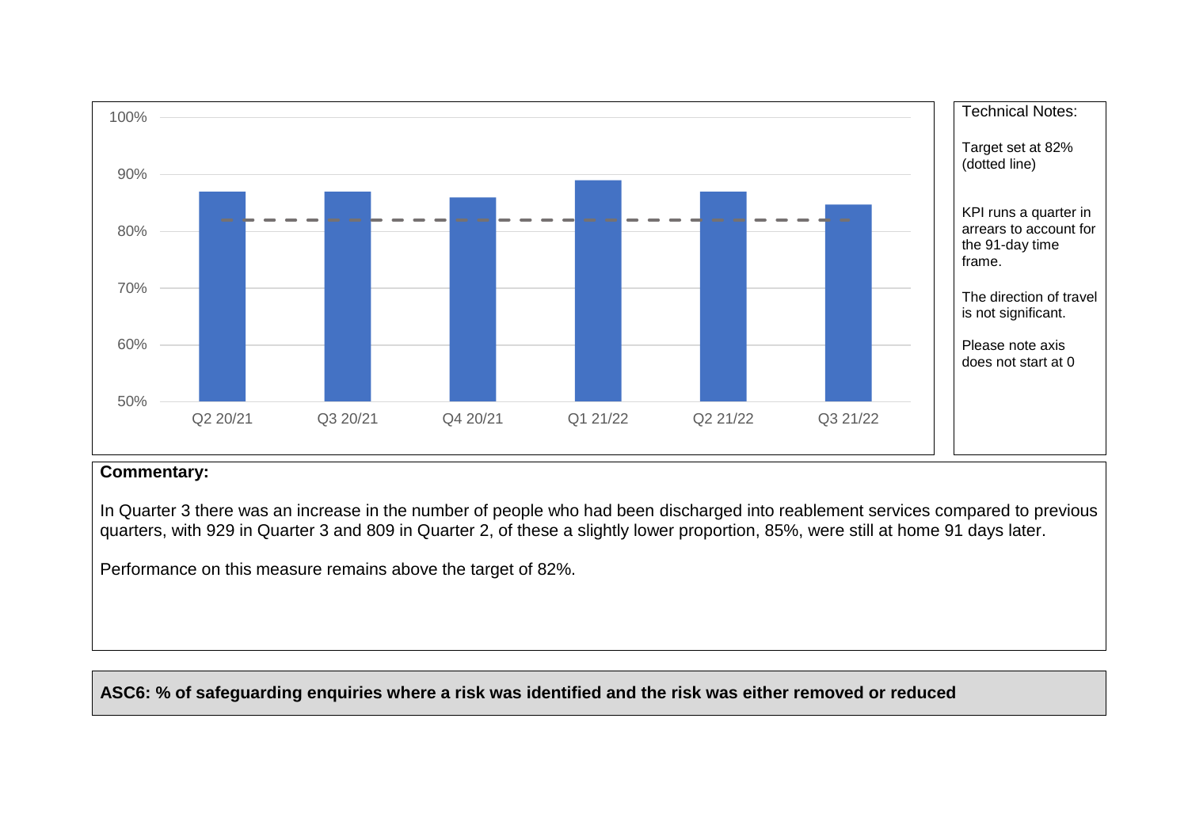Technical Notes:

Target set at 82% (dotted line)

KPI runs a quarter in arrears to account for the 91-day time frame.

The direction of travel is not significant.

Please note axis does not start at 0

**Commentary:**

In Quarter 3 there was an increase in the number of people who had been discharged into reablement services compared to previous quarters, with 929 in Quarter 3 and 809 in Quarter 2, of these a slightly lower proportion, 85%, were still at home 91 days later.

Performance on this measure remains above the target of 82%.

**ASC6: % of safeguarding enquiries where a risk was identified and the risk was either removed or reduced**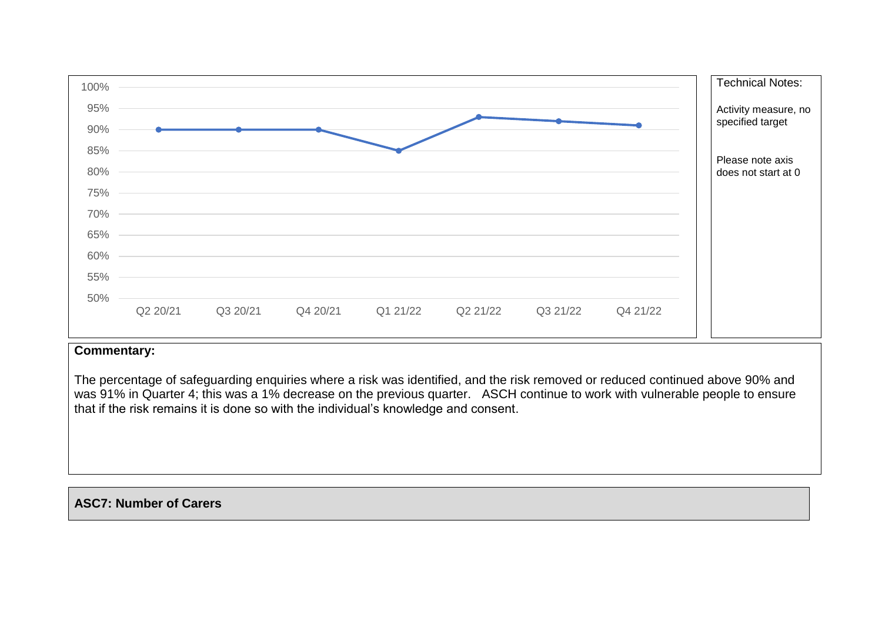Technical Notes:

Activity measure, no specified target

Please note axis does not start at 0

**Commentary:**

The percentage of safeguarding enquiries where a risk was identified, and the risk removed or reduced continued above 90% and was 91% in Quarter 4; this was a 1% decrease on the previous quarter. ASCH continue to work with vulnerable people to ensure that if the risk remains it is done so with the individual's knowledge and consent.

**ASC7: Number of Carers**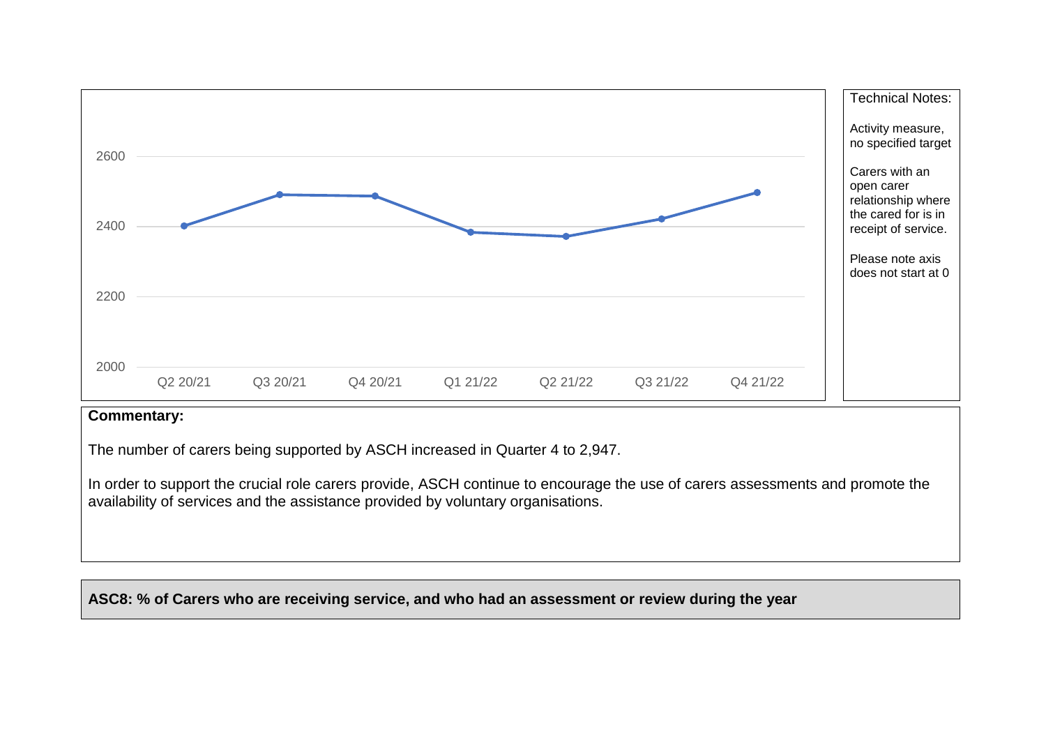Technical Notes:

Activity measure, no specified target

Carers with an open carer relationship where the cared for is in receipt of service.

Please note axis does not start at 0

**Commentary:**

The number of carers being supported by ASCH increased in Quarter 4 to 2,947.

In order to support the crucial role carers provide, ASCH continue to encourage the use of carers assessments and promote the availability of services and the assistance provided by voluntary organisations.

**ASC8: % of Carers who are receiving service, and who had an assessment or review during the year**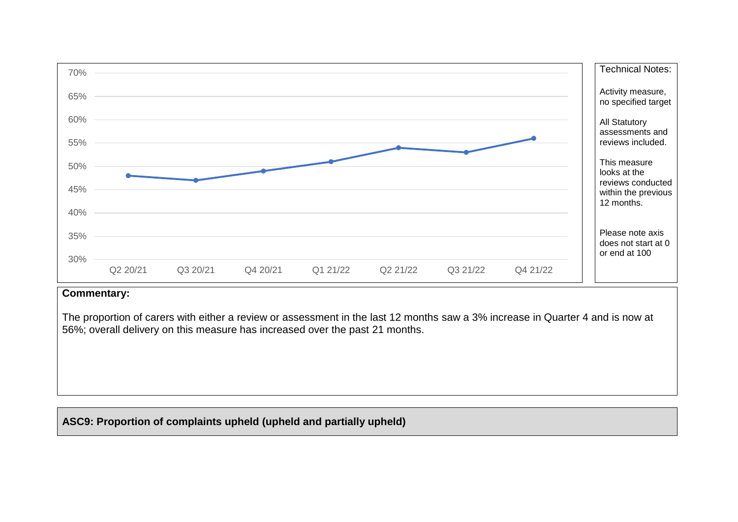| Quarter | Value |
| --- | --- |
| Q2 20/21 | 48% |
| Q3 20/21 | 47% |
| Q4 20/21 | 49% |
| Q1 21/22 | 51% |
| Q2 21/22 | 54% |
| Q3 21/22 | 53% |
| Q4 21/22 | 56% |

**Technical Notes:**

Activity measure, no specified target

All Statutory assessments and reviews included.

This measure looks at the reviews conducted within the previous 12 months.

Please note axis does not start at 0 or end at 100

**Commentary:**

The proportion of carers with either a review or assessment in the last 12 months saw a 3% increase in Quarter 4 and is now at 56%; overall delivery on this measure has increased over the past 21 months.

**ASC9: Proportion of complaints upheld (upheld and partially upheld)**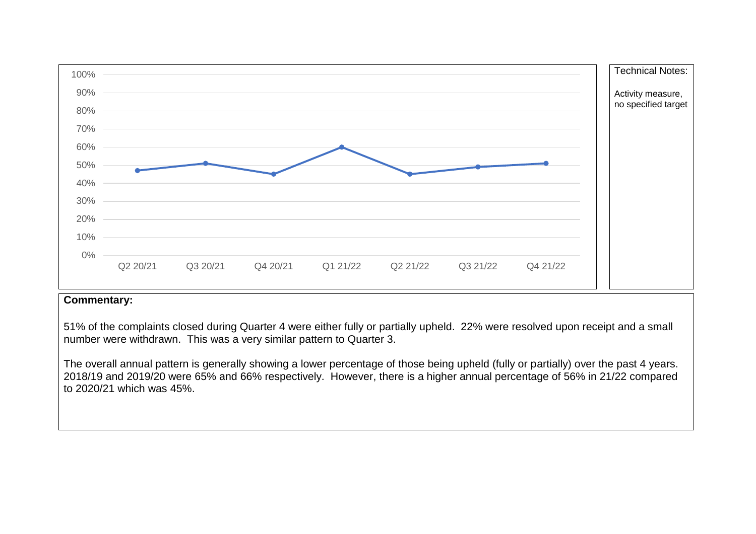Technical Notes:

Activity measure, no specified target

**Commentary:**

51% of the complaints closed during Quarter 4 were either fully or partially upheld. 22% were resolved upon receipt and a small number were withdrawn. This was a very similar pattern to Quarter 3.

The overall annual pattern is generally showing a lower percentage of those being upheld (fully or partially) over the past 4 years. 2018/19 and 2019/20 were 65% and 66% respectively. However, there is a higher annual percentage of 56% in 21/22 compared to 2020/21 which was 45%.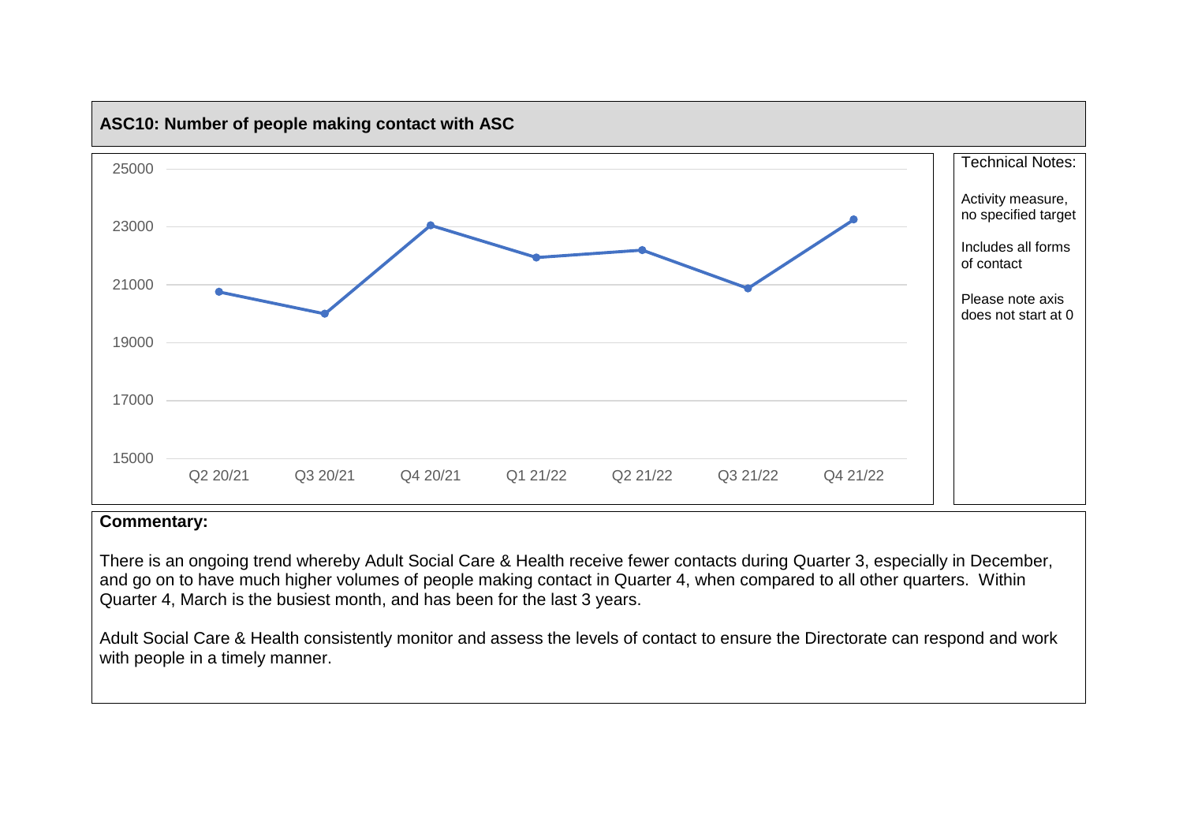## ASC10: Number of people making contact with ASC

| Technical Notes: |
| --- |
| Activity measure, no specified target |
| Includes all forms of contact |
| Please note axis does not start at 0 |

**Commentary:**

There is an ongoing trend whereby Adult Social Care & Health receive fewer contacts during Quarter 3, especially in December, and go on to have much higher volumes of people making contact in Quarter 4, when compared to all other quarters. Within Quarter 4, March is the busiest month, and has been for the last 3 years.

Adult Social Care & Health consistently monitor and assess the levels of contact to ensure the Directorate can respond and work with people in a timely manner.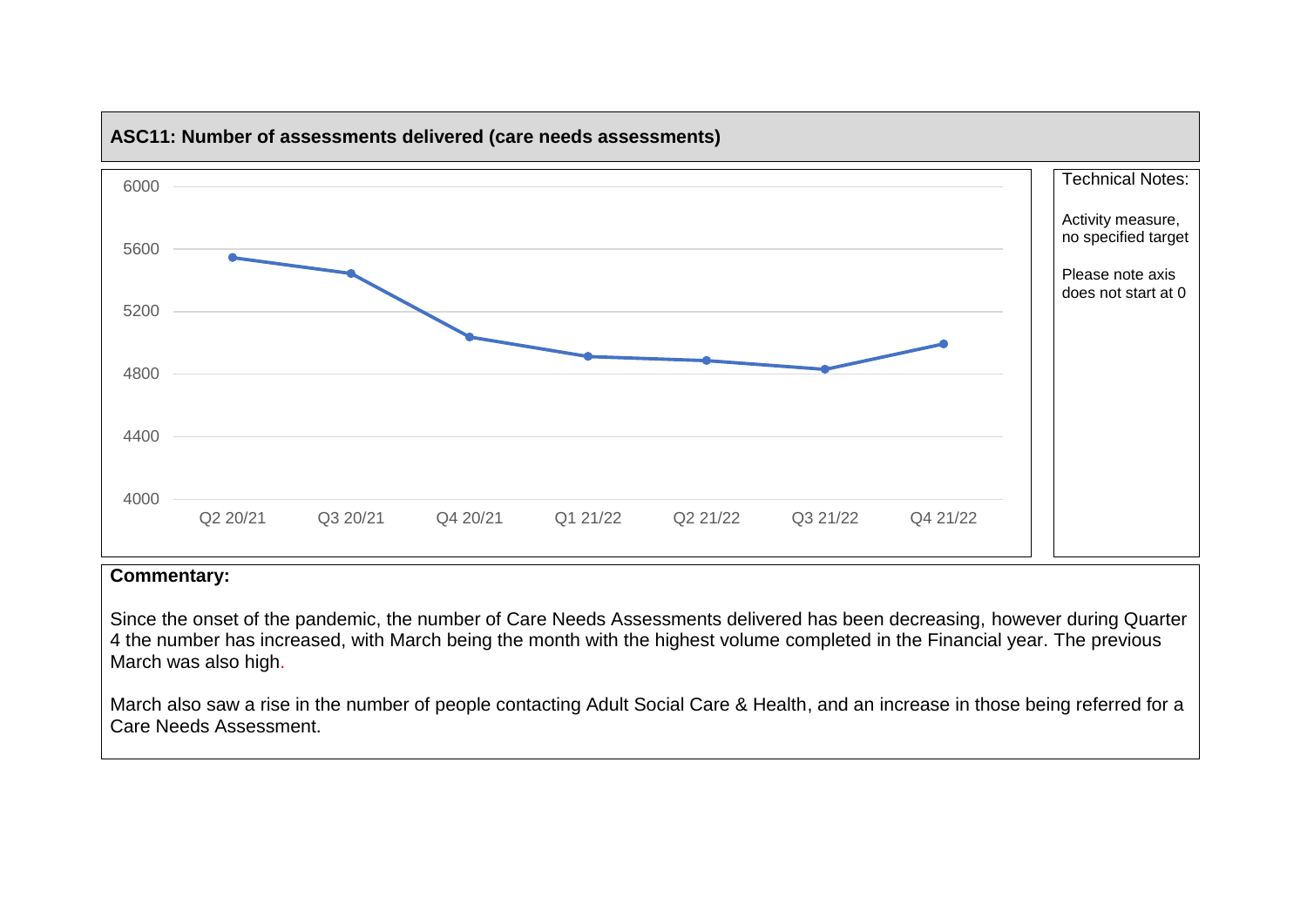**ASC11: Number of assessments delivered (care needs assessments)**

Technical Notes:

Activity measure, no specified target

Please note axis does not start at 0

**Commentary:**

Since the onset of the pandemic, the number of Care Needs Assessments delivered has been decreasing, however during Quarter 4 the number has increased, with March being the month with the highest volume completed in the Financial year. The previous March was also high.

March also saw a rise in the number of people contacting Adult Social Care & Health, and an increase in those being referred for a Care Needs Assessment.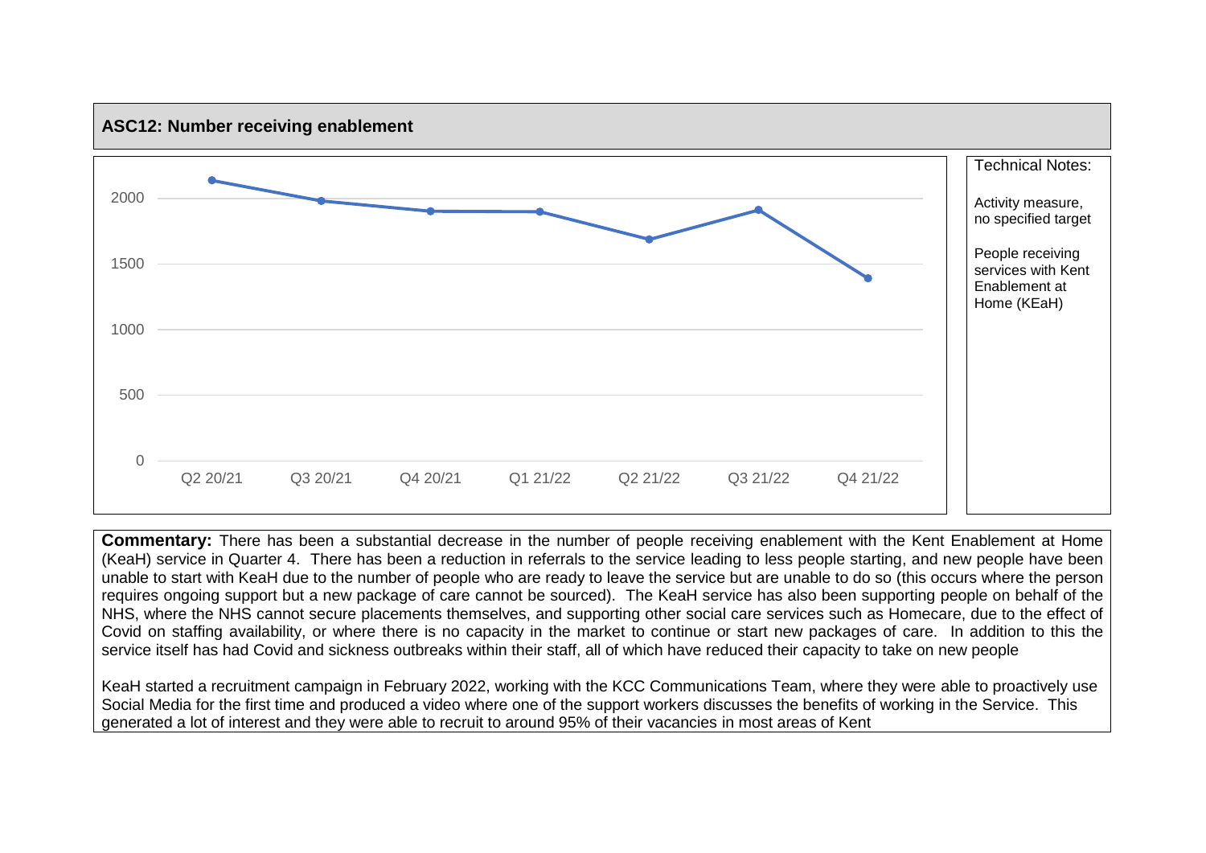## ASC12: Number receiving enablement

Technical Notes:

Activity measure, no specified target

People receiving services with Kent Enablement at Home (KEaH)

**Commentary:** There has been a substantial decrease in the number of people receiving enablement with the Kent Enablement at Home (KeaH) service in Quarter 4. There has been a reduction in referrals to the service leading to less people starting, and new people have been unable to start with KeaH due to the number of people who are ready to leave the service but are unable to do so (this occurs where the person requires ongoing support but a new package of care cannot be sourced). The KeaH service has also been supporting people on behalf of the NHS, where the NHS cannot secure placements themselves, and supporting other social care services such as Homecare, due to the effect of Covid on staffing availability, or where there is no capacity in the market to continue or start new packages of care. In addition to this the service itself has had Covid and sickness outbreaks within their staff, all of which have reduced their capacity to take on new people

KeaH started a recruitment campaign in February 2022, working with the KCC Communications Team, where they were able to proactively use Social Media for the first time and produced a video where one of the support workers discusses the benefits of working in the Service. This generated a lot of interest and they were able to recruit to around 95% of their vacancies in most areas of Kent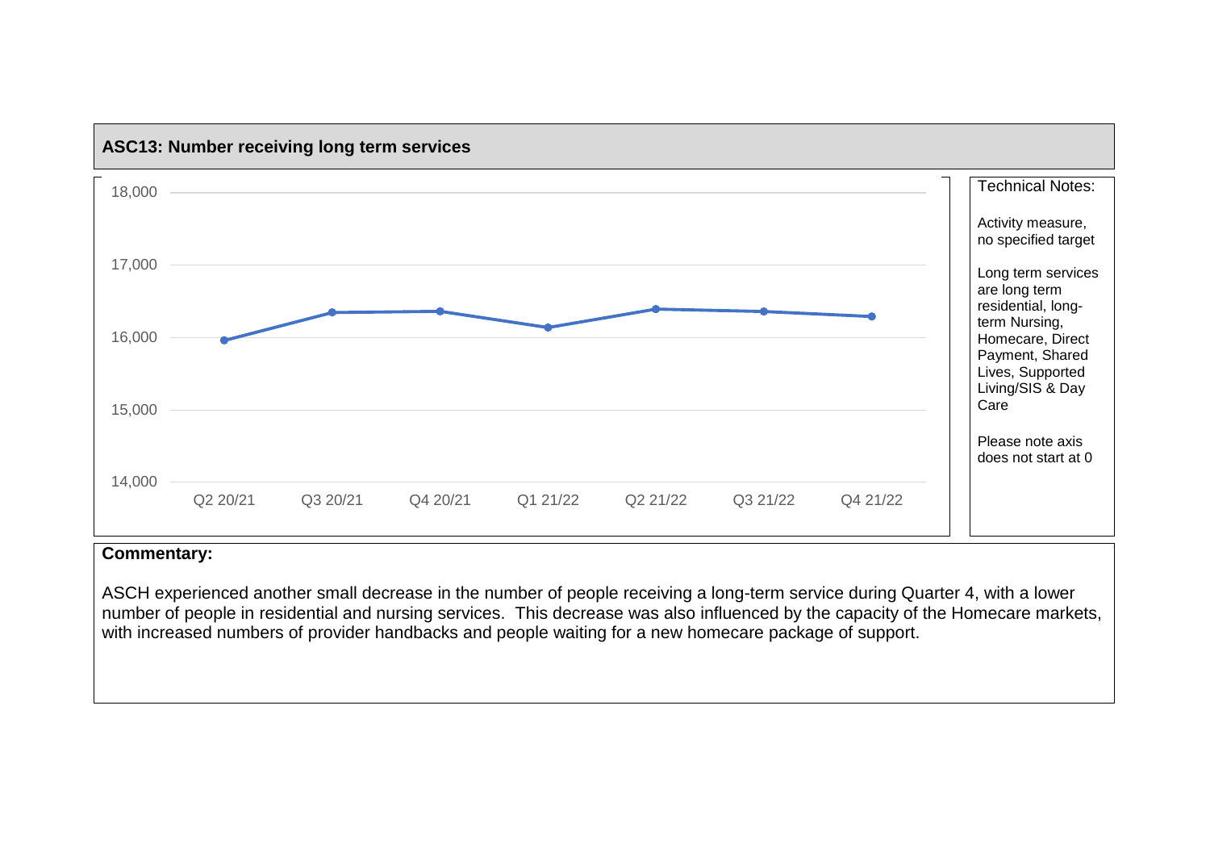## ASC13: Number receiving long term services

Technical Notes:

Activity measure, no specified target

Long term services are long term residential, long-term Nursing, Homecare, Direct Payment, Shared Lives, Supported Living/SIS & Day Care

Please note axis does not start at 0

**Commentary:**

ASCH experienced another small decrease in the number of people receiving a long-term service during Quarter 4, with a lower number of people in residential and nursing services. This decrease was also influenced by the capacity of the Homecare markets, with increased numbers of provider handbacks and people waiting for a new homecare package of support.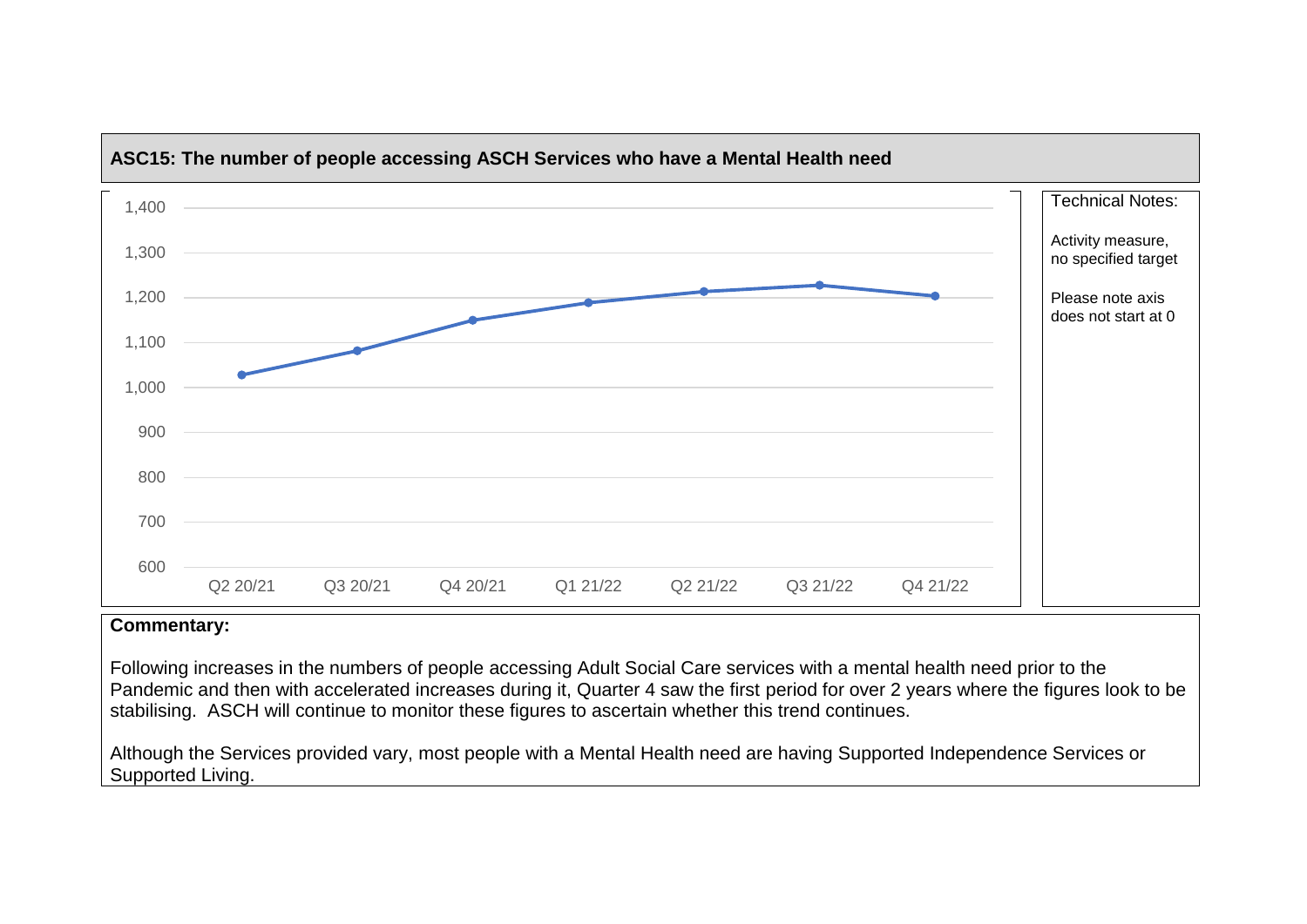## ASC15: The number of people accessing ASCH Services who have a Mental Health need

Technical Notes:

Activity measure, no specified target

Please note axis does not start at 0

**Commentary:**

Following increases in the numbers of people accessing Adult Social Care services with a mental health need prior to the Pandemic and then with accelerated increases during it, Quarter 4 saw the first period for over 2 years where the figures look to be stabilising. ASCH will continue to monitor these figures to ascertain whether this trend continues.

Although the Services provided vary, most people with a Mental Health need are having Supported Independence Services or Supported Living.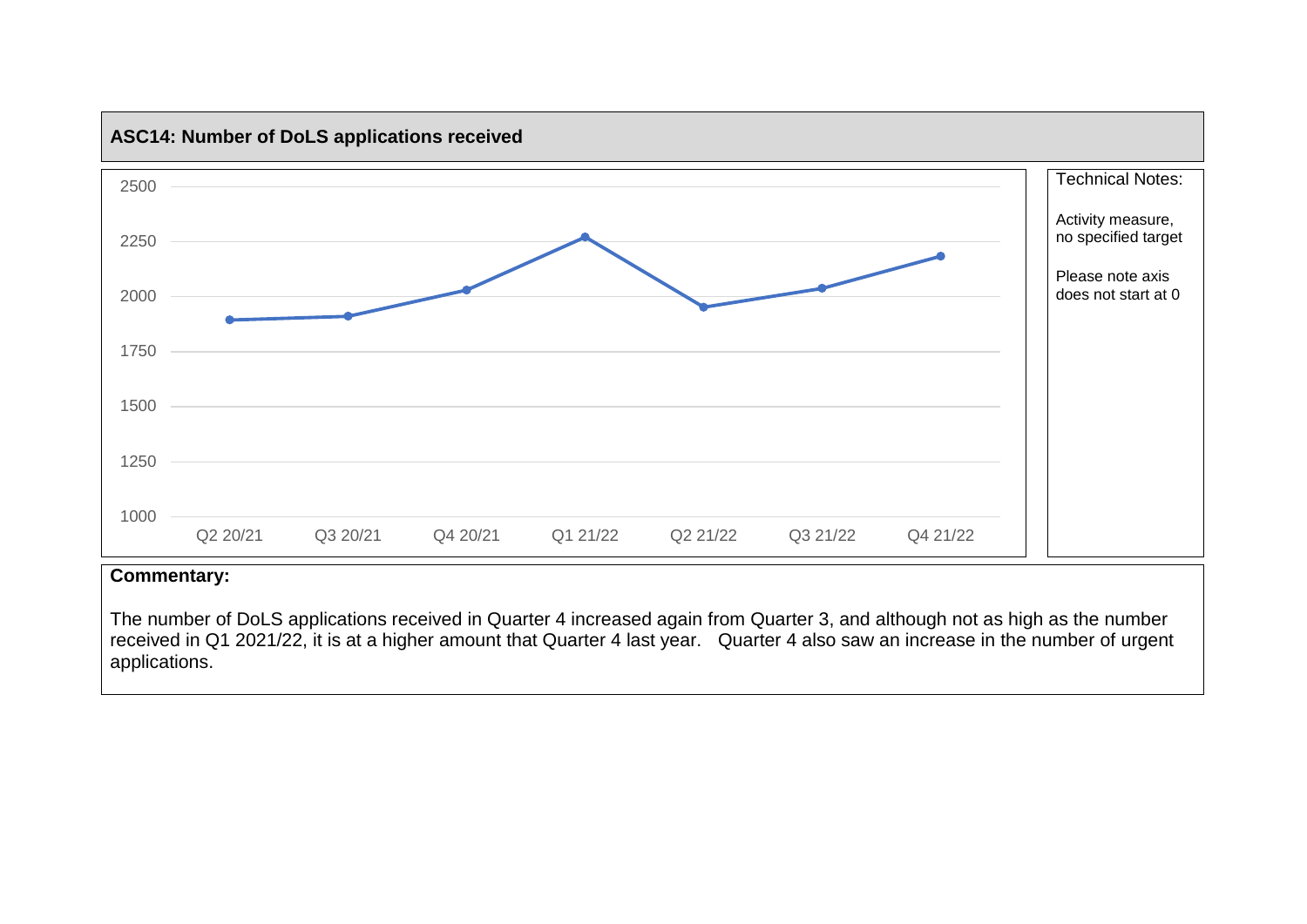**ASC14: Number of DoLS applications received**

2500
2250
2000
1750
1500
1250
1000

Q2 20/21
Q3 20/21
Q4 20/21
Q1 21/22
Q2 21/22
Q3 21/22
Q4 21/22

Technical Notes:

Activity measure, no specified target

Please note axis does not start at 0

**Commentary:**

The number of DoLS applications received in Quarter 4 increased again from Quarter 3, and although not as high as the number received in Q1 2021/22, it is at a higher amount that Quarter 4 last year. Quarter 4 also saw an increase in the number of urgent applications.